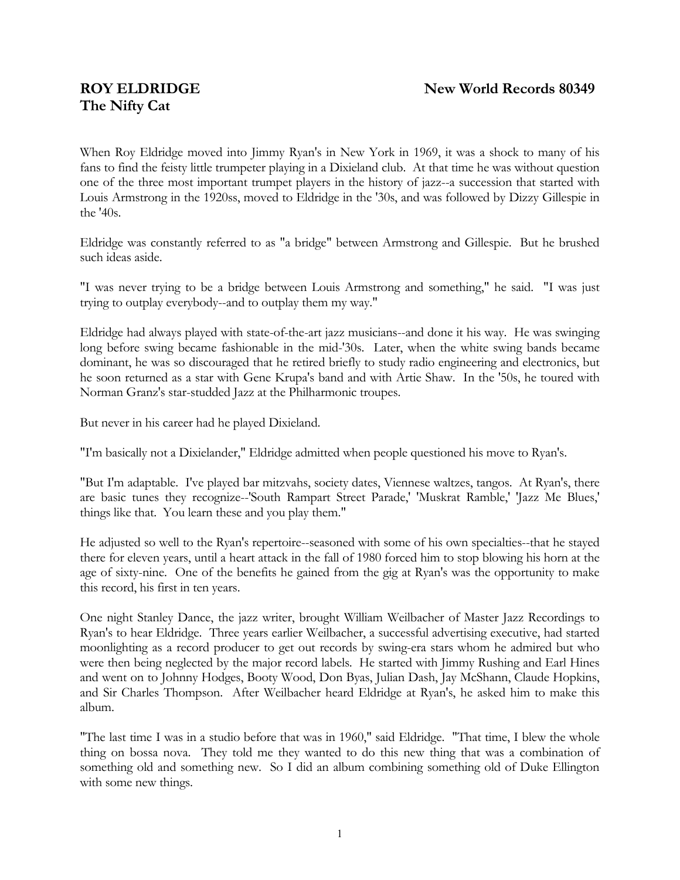**ROY ELDRIDGE** **New World Records 80349**

**The Nifty Cat**

When Roy Eldridge moved into Jimmy Ryan's in New York in 1969, it was a shock to many of his fans to find the feisty little trumpeter playing in a Dixieland club. At that time he was without question one of the three most important trumpet players in the history of jazz--a succession that started with Louis Armstrong in the 1920ss, moved to Eldridge in the '30s, and was followed by Dizzy Gillespie in the '40s.

Eldridge was constantly referred to as "a bridge" between Armstrong and Gillespie. But he brushed such ideas aside.

"I was never trying to be a bridge between Louis Armstrong and something," he said. "I was just trying to outplay everybody--and to outplay them my way."

Eldridge had always played with state-of-the-art jazz musicians--and done it his way. He was swinging long before swing became fashionable in the mid-'30s. Later, when the white swing bands became dominant, he was so discouraged that he retired briefly to study radio engineering and electronics, but he soon returned as a star with Gene Krupa's band and with Artie Shaw. In the '50s, he toured with Norman Granz's star-studded Jazz at the Philharmonic troupes.

But never in his career had he played Dixieland.

"I'm basically not a Dixielander," Eldridge admitted when people questioned his move to Ryan's.

"But I'm adaptable. I've played bar mitzvahs, society dates, Viennese waltzes, tangos. At Ryan's, there are basic tunes they recognize--'South Rampart Street Parade,' 'Muskrat Ramble,' 'Jazz Me Blues,' things like that. You learn these and you play them."

He adjusted so well to the Ryan's repertoire--seasoned with some of his own specialties--that he stayed there for eleven years, until a heart attack in the fall of 1980 forced him to stop blowing his horn at the age of sixty-nine. One of the benefits he gained from the gig at Ryan's was the opportunity to make this record, his first in ten years.

One night Stanley Dance, the jazz writer, brought William Weilbacher of Master Jazz Recordings to Ryan's to hear Eldridge. Three years earlier Weilbacher, a successful advertising executive, had started moonlighting as a record producer to get out records by swing-era stars whom he admired but who were then being neglected by the major record labels. He started with Jimmy Rushing and Earl Hines and went on to Johnny Hodges, Booty Wood, Don Byas, Julian Dash, Jay McShann, Claude Hopkins, and Sir Charles Thompson. After Weilbacher heard Eldridge at Ryan's, he asked him to make this album.

"The last time I was in a studio before that was in 1960," said Eldridge. "That time, I blew the whole thing on bossa nova. They told me they wanted to do this new thing that was a combination of something old and something new. So I did an album combining something old of Duke Ellington with some new things.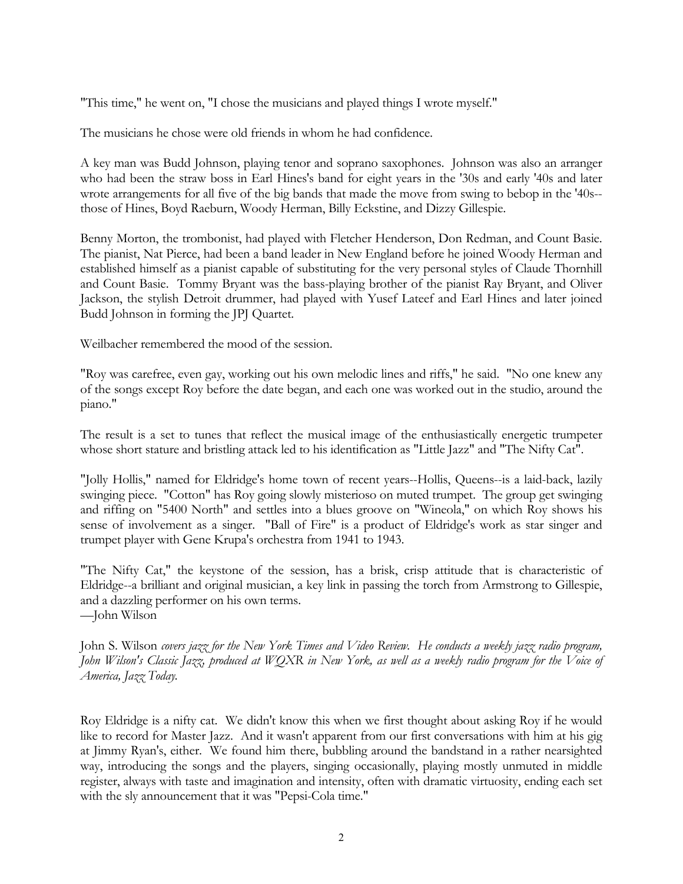"This time," he went on, "I chose the musicians and played things I wrote myself."

The musicians he chose were old friends in whom he had confidence.

A key man was Budd Johnson, playing tenor and soprano saxophones. Johnson was also an arranger who had been the straw boss in Earl Hines's band for eight years in the '30s and early '40s and later wrote arrangements for all five of the big bands that made the move from swing to bebop in the '40s--those of Hines, Boyd Raeburn, Woody Herman, Billy Eckstine, and Dizzy Gillespie.

Benny Morton, the trombonist, had played with Fletcher Henderson, Don Redman, and Count Basie. The pianist, Nat Pierce, had been a band leader in New England before he joined Woody Herman and established himself as a pianist capable of substituting for the very personal styles of Claude Thornhill and Count Basie. Tommy Bryant was the bass-playing brother of the pianist Ray Bryant, and Oliver Jackson, the stylish Detroit drummer, had played with Yusef Lateef and Earl Hines and later joined Budd Johnson in forming the JPJ Quartet.

Weilbacher remembered the mood of the session.

"Roy was carefree, even gay, working out his own melodic lines and riffs," he said. "No one knew any of the songs except Roy before the date began, and each one was worked out in the studio, around the piano."

The result is a set to tunes that reflect the musical image of the enthusiastically energetic trumpeter whose short stature and bristling attack led to his identification as "Little Jazz" and "The Nifty Cat".

"Jolly Hollis," named for Eldridge's home town of recent years--Hollis, Queens--is a laid-back, lazily swinging piece. "Cotton" has Roy going slowly misterioso on muted trumpet. The group get swinging and riffing on "5400 North" and settles into a blues groove on "Wineola," on which Roy shows his sense of involvement as a singer. "Ball of Fire" is a product of Eldridge's work as star singer and trumpet player with Gene Krupa's orchestra from 1941 to 1943.

"The Nifty Cat," the keystone of the session, has a brisk, crisp attitude that is characteristic of Eldridge--a brilliant and original musician, a key link in passing the torch from Armstrong to Gillespie, and a dazzling performer on his own terms.
—John Wilson

John S. Wilson *covers jazz for the New York Times and Video Review. He conducts a weekly jazz radio program, John Wilson's Classic Jazz, produced at WQXR in New York, as well as a weekly radio program for the Voice of America, Jazz Today.*

Roy Eldridge is a nifty cat. We didn't know this when we first thought about asking Roy if he would like to record for Master Jazz. And it wasn't apparent from our first conversations with him at his gig at Jimmy Ryan's, either. We found him there, bubbling around the bandstand in a rather nearsighted way, introducing the songs and the players, singing occasionally, playing mostly unmuted in middle register, always with taste and imagination and intensity, often with dramatic virtuosity, ending each set with the sly announcement that it was "Pepsi-Cola time."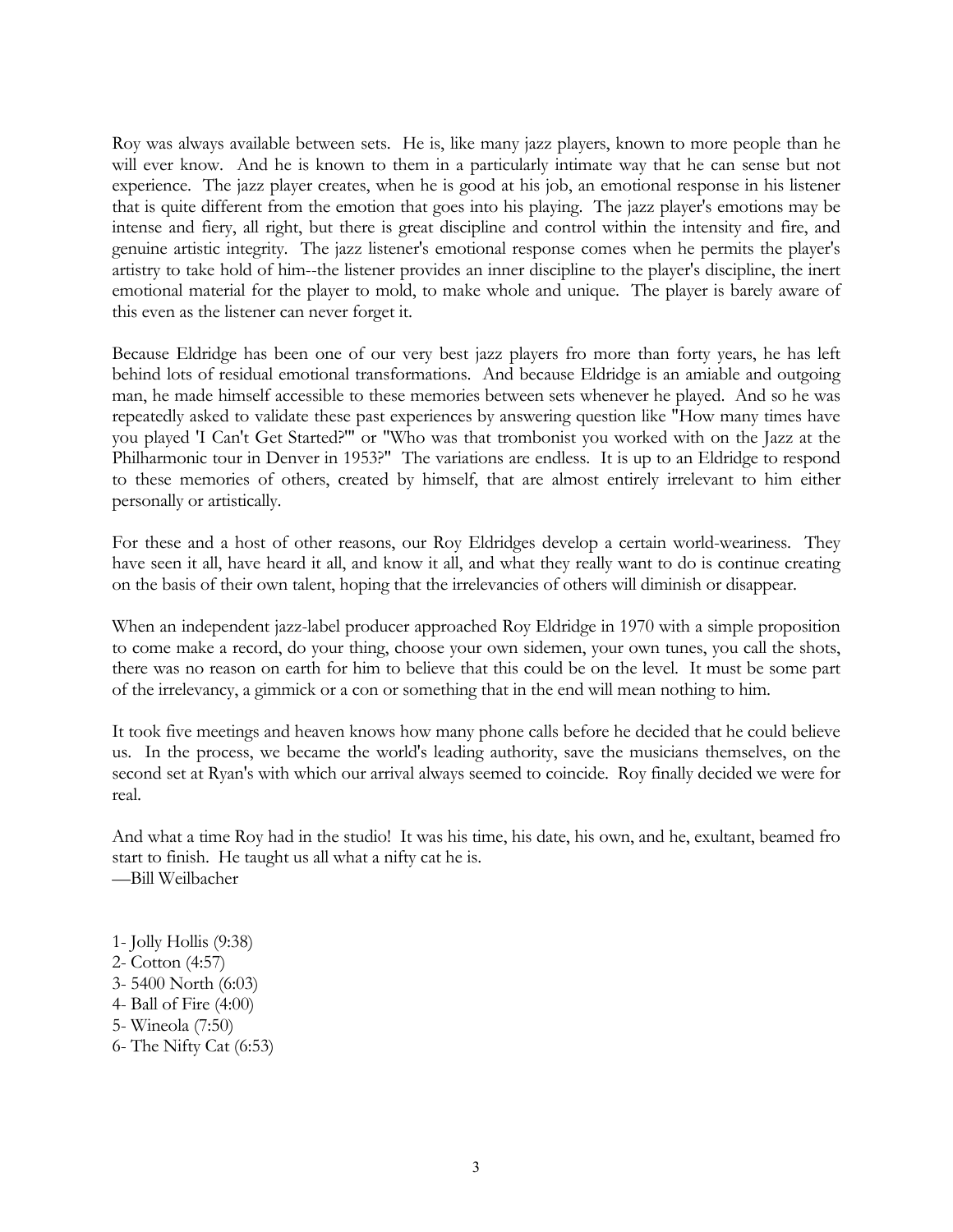Roy was always available between sets. He is, like many jazz players, known to more people than he will ever know. And he is known to them in a particularly intimate way that he can sense but not experience. The jazz player creates, when he is good at his job, an emotional response in his listener that is quite different from the emotion that goes into his playing. The jazz player's emotions may be intense and fiery, all right, but there is great discipline and control within the intensity and fire, and genuine artistic integrity. The jazz listener's emotional response comes when he permits the player's artistry to take hold of him--the listener provides an inner discipline to the player's discipline, the inert emotional material for the player to mold, to make whole and unique. The player is barely aware of this even as the listener can never forget it.

Because Eldridge has been one of our very best jazz players fro more than forty years, he has left behind lots of residual emotional transformations. And because Eldridge is an amiable and outgoing man, he made himself accessible to these memories between sets whenever he played. And so he was repeatedly asked to validate these past experiences by answering question like "How many times have you played 'I Can't Get Started?'" or "Who was that trombonist you worked with on the Jazz at the Philharmonic tour in Denver in 1953?" The variations are endless. It is up to an Eldridge to respond to these memories of others, created by himself, that are almost entirely irrelevant to him either personally or artistically.

For these and a host of other reasons, our Roy Eldridges develop a certain world-weariness. They have seen it all, have heard it all, and know it all, and what they really want to do is continue creating on the basis of their own talent, hoping that the irrelevancies of others will diminish or disappear.

When an independent jazz-label producer approached Roy Eldridge in 1970 with a simple proposition to come make a record, do your thing, choose your own sidemen, your own tunes, you call the shots, there was no reason on earth for him to believe that this could be on the level. It must be some part of the irrelevancy, a gimmick or a con or something that in the end will mean nothing to him.

It took five meetings and heaven knows how many phone calls before he decided that he could believe us. In the process, we became the world's leading authority, save the musicians themselves, on the second set at Ryan's with which our arrival always seemed to coincide. Roy finally decided we were for real.

And what a time Roy had in the studio! It was his time, his date, his own, and he, exultant, beamed fro start to finish. He taught us all what a nifty cat he is.
—Bill Weilbacher

1- Jolly Hollis (9:38)
2- Cotton (4:57)
3- 5400 North (6:03)
4- Ball of Fire (4:00)
5- Wineola (7:50)
6- The Nifty Cat (6:53)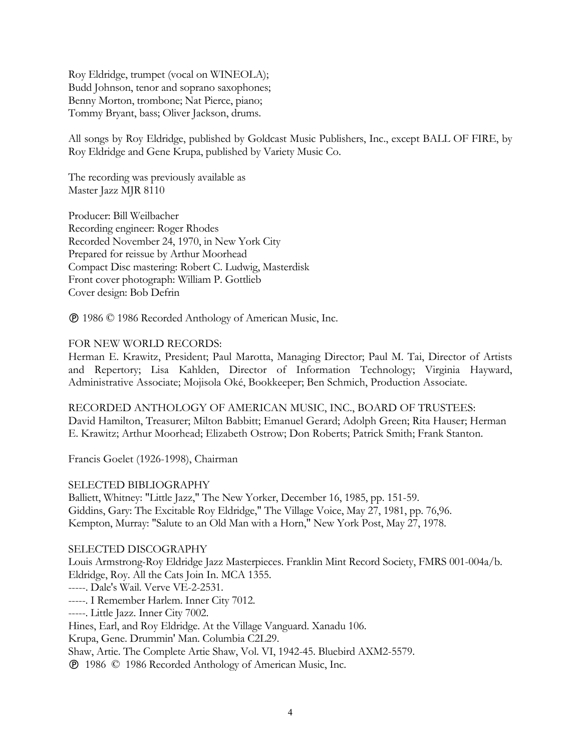Roy Eldridge, trumpet (vocal on WINEOLA);
Budd Johnson, tenor and soprano saxophones;
Benny Morton, trombone; Nat Pierce, piano;
Tommy Bryant, bass; Oliver Jackson, drums.

All songs by Roy Eldridge, published by Goldcast Music Publishers, Inc., except BALL OF FIRE, by Roy Eldridge and Gene Krupa, published by Variety Music Co.

The recording was previously available as
Master Jazz MJR 8110

Producer: Bill Weilbacher
Recording engineer: Roger Rhodes
Recorded November 24, 1970, in New York City
Prepared for reissue by Arthur Moorhead
Compact Disc mastering: Robert C. Ludwig, Masterdisk
Front cover photograph: William P. Gottlieb
Cover design: Bob Defrin

℗ 1986 © 1986 Recorded Anthology of American Music, Inc.

FOR NEW WORLD RECORDS:
Herman E. Krawitz, President; Paul Marotta, Managing Director; Paul M. Tai, Director of Artists and Repertory; Lisa Kahlden, Director of Information Technology; Virginia Hayward, Administrative Associate; Mojisola Oké, Bookkeeper; Ben Schmich, Production Associate.

RECORDED ANTHOLOGY OF AMERICAN MUSIC, INC., BOARD OF TRUSTEES:
David Hamilton, Treasurer; Milton Babbitt; Emanuel Gerard; Adolph Green; Rita Hauser; Herman E. Krawitz; Arthur Moorhead; Elizabeth Ostrow; Don Roberts; Patrick Smith; Frank Stanton.

Francis Goelet (1926-1998), Chairman

SELECTED BIBLIOGRAPHY
Balliett, Whitney: "Little Jazz," The New Yorker, December 16, 1985, pp. 151-59.
Giddins, Gary: The Excitable Roy Eldridge," The Village Voice, May 27, 1981, pp. 76,96.
Kempton, Murray: "Salute to an Old Man with a Horn," New York Post, May 27, 1978.

SELECTED DISCOGRAPHY
Louis Armstrong-Roy Eldridge Jazz Masterpieces. Franklin Mint Record Society, FMRS 001-004a/b.
Eldridge, Roy. All the Cats Join In. MCA 1355.
-----. Dale's Wail. Verve VE-2-2531.
-----. I Remember Harlem. Inner City 7012.
-----. Little Jazz. Inner City 7002.
Hines, Earl, and Roy Eldridge. At the Village Vanguard. Xanadu 106.
Krupa, Gene. Drummin' Man. Columbia C2L29.
Shaw, Artie. The Complete Artie Shaw, Vol. VI, 1942-45. Bluebird AXM2-5579.
℗ 1986 © 1986 Recorded Anthology of American Music, Inc.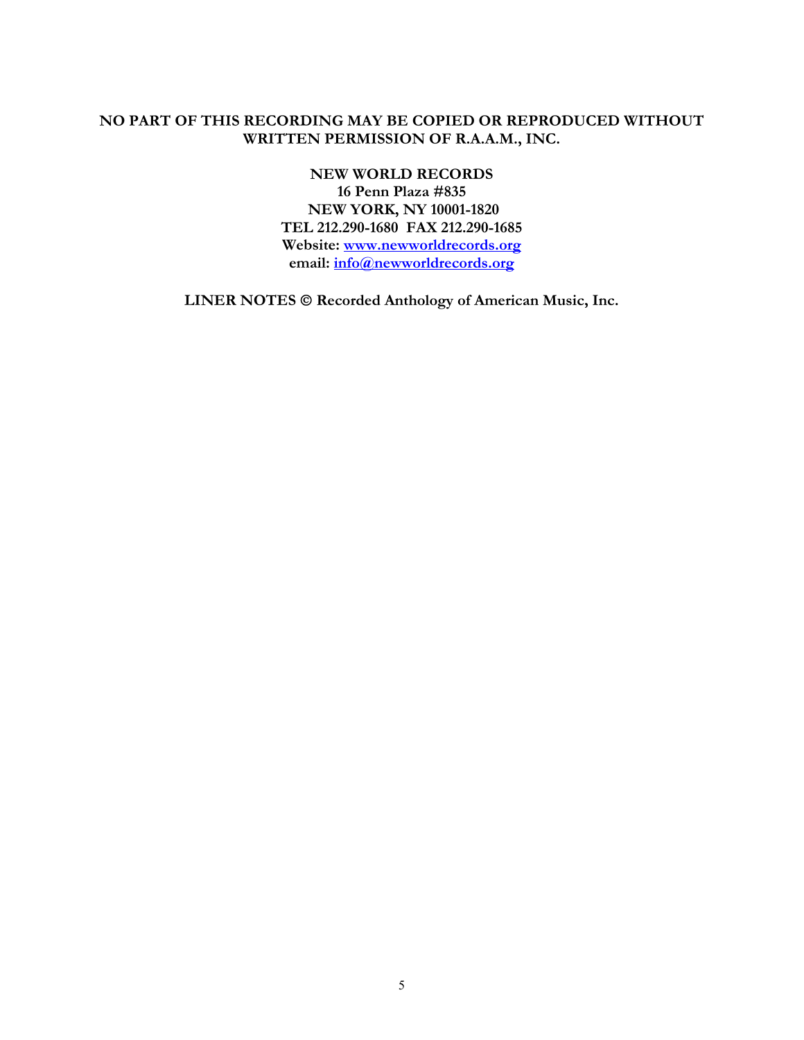**NO PART OF THIS RECORDING MAY BE COPIED OR REPRODUCED WITHOUT WRITTEN PERMISSION OF R.A.A.M., INC.**

**NEW WORLD RECORDS**
**16 Penn Plaza #835**
**NEW YORK, NY 10001-1820**
**TEL 212.290-1680  FAX 212.290-1685**
**Website: www.newworldrecords.org**
**email: info@newworldrecords.org**

**LINER NOTES © Recorded Anthology of American Music, Inc.**